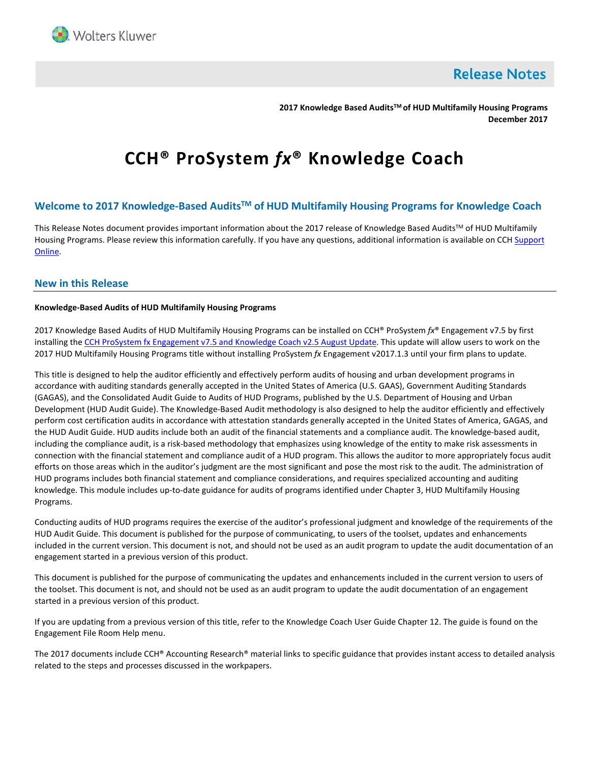Wolters Kluwer

# Release Notes

**2017 Knowledge Based Audits™ of HUD Multifamily Housing Programs**
**December 2017**

# CCH® ProSystem *fx*® Knowledge Coach

## Welcome to 2017 Knowledge-Based Audits™ of HUD Multifamily Housing Programs for Knowledge Coach

This Release Notes document provides important information about the 2017 release of Knowledge Based Audits™ of HUD Multifamily Housing Programs. Please review this information carefully. If you have any questions, additional information is available on CCH Support Online.

## New in this Release

**Knowledge-Based Audits of HUD Multifamily Housing Programs**

2017 Knowledge Based Audits of HUD Multifamily Housing Programs can be installed on CCH® ProSystem *fx*® Engagement v7.5 by first installing the CCH ProSystem fx Engagement v7.5 and Knowledge Coach v2.5 August Update. This update will allow users to work on the 2017 HUD Multifamily Housing Programs title without installing ProSystem *fx* Engagement v2017.1.3 until your firm plans to update.

This title is designed to help the auditor efficiently and effectively perform audits of housing and urban development programs in accordance with auditing standards generally accepted in the United States of America (U.S. GAAS), Government Auditing Standards (GAGAS), and the Consolidated Audit Guide to Audits of HUD Programs, published by the U.S. Department of Housing and Urban Development (HUD Audit Guide). The Knowledge-Based Audit methodology is also designed to help the auditor efficiently and effectively perform cost certification audits in accordance with attestation standards generally accepted in the United States of America, GAGAS, and the HUD Audit Guide. HUD audits include both an audit of the financial statements and a compliance audit. The knowledge-based audit, including the compliance audit, is a risk-based methodology that emphasizes using knowledge of the entity to make risk assessments in connection with the financial statement and compliance audit of a HUD program. This allows the auditor to more appropriately focus audit efforts on those areas which in the auditor's judgment are the most significant and pose the most risk to the audit. The administration of HUD programs includes both financial statement and compliance considerations, and requires specialized accounting and auditing knowledge. This module includes up-to-date guidance for audits of programs identified under Chapter 3, HUD Multifamily Housing Programs.

Conducting audits of HUD programs requires the exercise of the auditor's professional judgment and knowledge of the requirements of the HUD Audit Guide. This document is published for the purpose of communicating, to users of the toolset, updates and enhancements included in the current version. This document is not, and should not be used as an audit program to update the audit documentation of an engagement started in a previous version of this product.

This document is published for the purpose of communicating the updates and enhancements included in the current version to users of the toolset. This document is not, and should not be used as an audit program to update the audit documentation of an engagement started in a previous version of this product.

If you are updating from a previous version of this title, refer to the Knowledge Coach User Guide Chapter 12. The guide is found on the Engagement File Room Help menu.

The 2017 documents include CCH® Accounting Research® material links to specific guidance that provides instant access to detailed analysis related to the steps and processes discussed in the workpapers.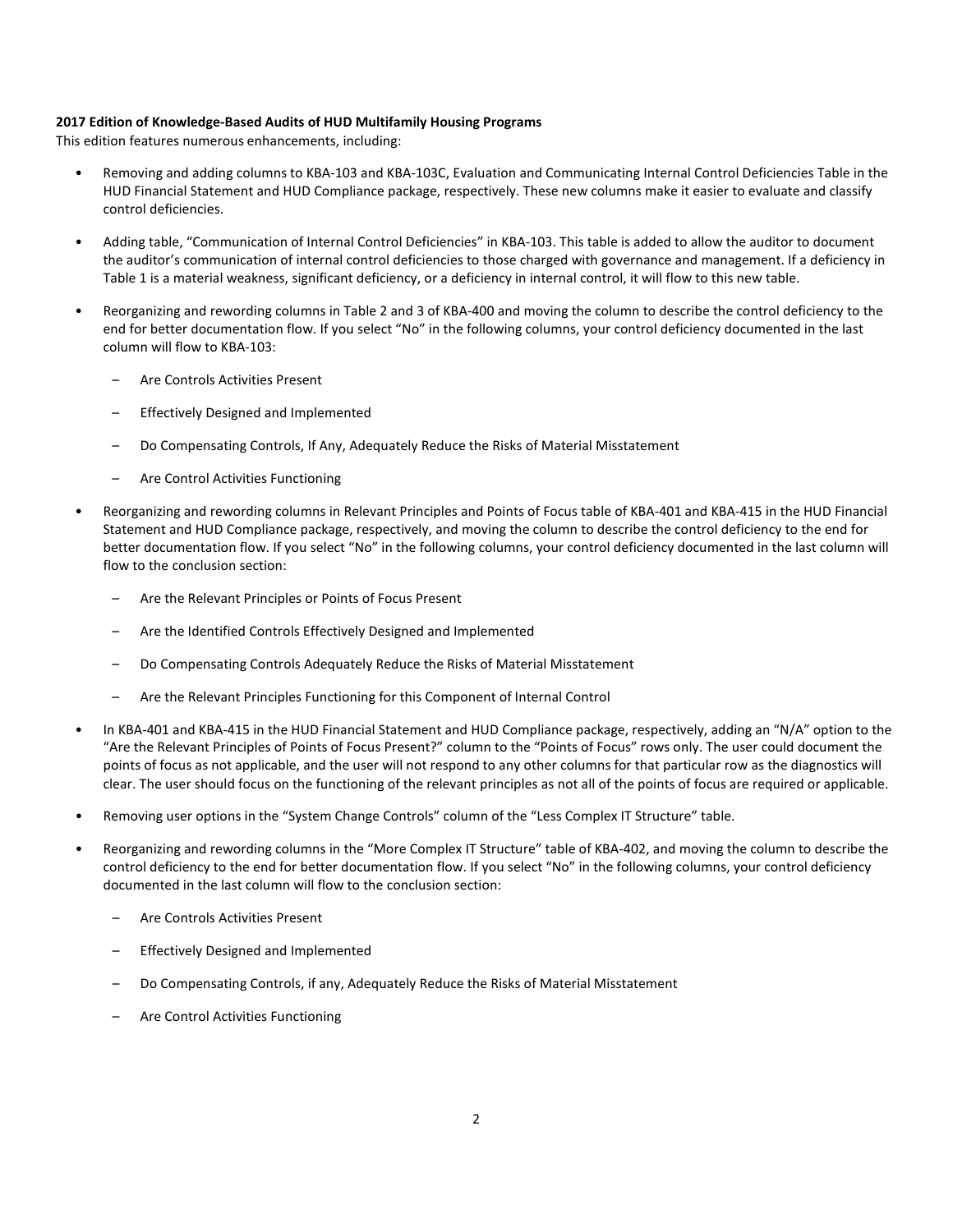**2017 Edition of Knowledge-Based Audits of HUD Multifamily Housing Programs**

This edition features numerous enhancements, including:

- Removing and adding columns to KBA-103 and KBA-103C, Evaluation and Communicating Internal Control Deficiencies Table in the HUD Financial Statement and HUD Compliance package, respectively. These new columns make it easier to evaluate and classify control deficiencies.
- Adding table, "Communication of Internal Control Deficiencies" in KBA-103. This table is added to allow the auditor to document the auditor's communication of internal control deficiencies to those charged with governance and management. If a deficiency in Table 1 is a material weakness, significant deficiency, or a deficiency in internal control, it will flow to this new table.
- Reorganizing and rewording columns in Table 2 and 3 of KBA-400 and moving the column to describe the control deficiency to the end for better documentation flow. If you select "No" in the following columns, your control deficiency documented in the last column will flow to KBA-103:
  - Are Controls Activities Present
  - Effectively Designed and Implemented
  - Do Compensating Controls, If Any, Adequately Reduce the Risks of Material Misstatement
  - Are Control Activities Functioning
- Reorganizing and rewording columns in Relevant Principles and Points of Focus table of KBA-401 and KBA-415 in the HUD Financial Statement and HUD Compliance package, respectively, and moving the column to describe the control deficiency to the end for better documentation flow. If you select "No" in the following columns, your control deficiency documented in the last column will flow to the conclusion section:
  - Are the Relevant Principles or Points of Focus Present
  - Are the Identified Controls Effectively Designed and Implemented
  - Do Compensating Controls Adequately Reduce the Risks of Material Misstatement
  - Are the Relevant Principles Functioning for this Component of Internal Control
- In KBA-401 and KBA-415 in the HUD Financial Statement and HUD Compliance package, respectively, adding an "N/A" option to the "Are the Relevant Principles of Points of Focus Present?" column to the "Points of Focus" rows only. The user could document the points of focus as not applicable, and the user will not respond to any other columns for that particular row as the diagnostics will clear. The user should focus on the functioning of the relevant principles as not all of the points of focus are required or applicable.
- Removing user options in the "System Change Controls" column of the "Less Complex IT Structure" table.
- Reorganizing and rewording columns in the "More Complex IT Structure" table of KBA-402, and moving the column to describe the control deficiency to the end for better documentation flow. If you select "No" in the following columns, your control deficiency documented in the last column will flow to the conclusion section:
  - Are Controls Activities Present
  - Effectively Designed and Implemented
  - Do Compensating Controls, if any, Adequately Reduce the Risks of Material Misstatement
  - Are Control Activities Functioning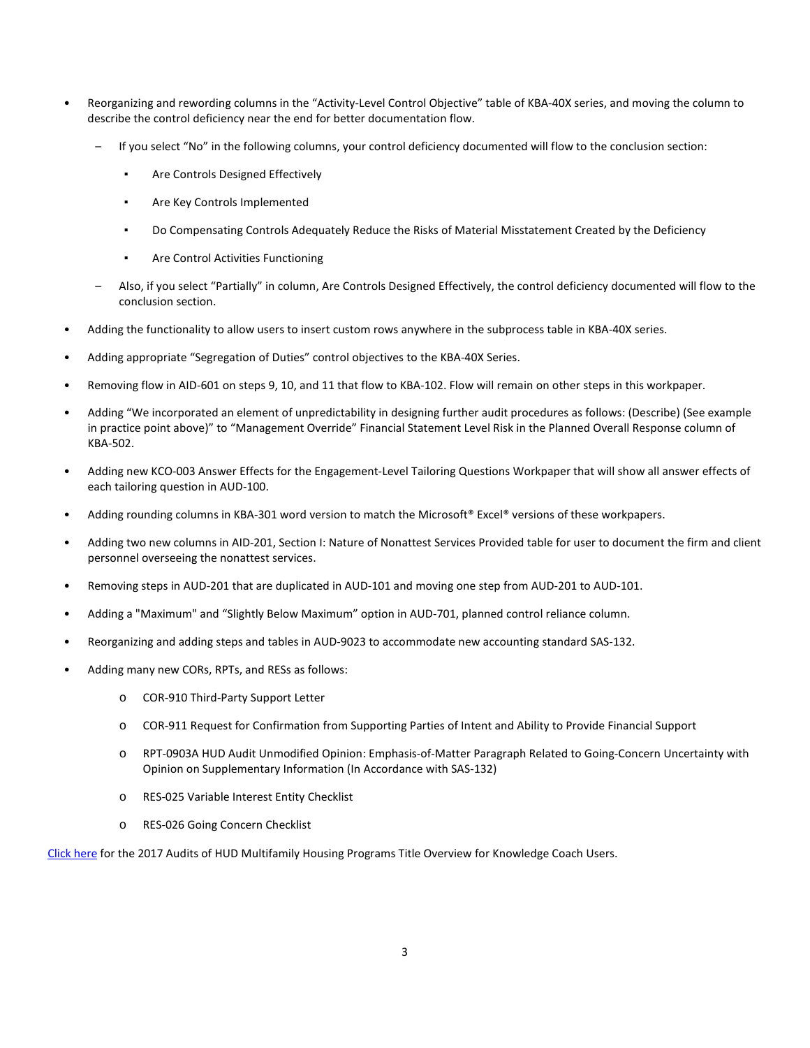- Reorganizing and rewording columns in the “Activity-Level Control Objective” table of KBA-40X series, and moving the column to describe the control deficiency near the end for better documentation flow.
  - If you select “No” in the following columns, your control deficiency documented will flow to the conclusion section:
    - Are Controls Designed Effectively
    - Are Key Controls Implemented
    - Do Compensating Controls Adequately Reduce the Risks of Material Misstatement Created by the Deficiency
    - Are Control Activities Functioning
  - Also, if you select “Partially” in column, Are Controls Designed Effectively, the control deficiency documented will flow to the conclusion section.
- Adding the functionality to allow users to insert custom rows anywhere in the subprocess table in KBA-40X series.
- Adding appropriate “Segregation of Duties” control objectives to the KBA-40X Series.
- Removing flow in AID-601 on steps 9, 10, and 11 that flow to KBA-102. Flow will remain on other steps in this workpaper.
- Adding “We incorporated an element of unpredictability in designing further audit procedures as follows: (Describe) (See example in practice point above)” to “Management Override” Financial Statement Level Risk in the Planned Overall Response column of KBA-502.
- Adding new KCO-003 Answer Effects for the Engagement-Level Tailoring Questions Workpaper that will show all answer effects of each tailoring question in AUD-100.
- Adding rounding columns in KBA-301 word version to match the Microsoft® Excel® versions of these workpapers.
- Adding two new columns in AID-201, Section I: Nature of Nonattest Services Provided table for user to document the firm and client personnel overseeing the nonattest services.
- Removing steps in AUD-201 that are duplicated in AUD-101 and moving one step from AUD-201 to AUD-101.
- Adding a "Maximum" and “Slightly Below Maximum” option in AUD-701, planned control reliance column.
- Reorganizing and adding steps and tables in AUD-9023 to accommodate new accounting standard SAS-132.
- Adding many new CORs, RPTs, and RESs as follows:
  - COR-910 Third-Party Support Letter
  - COR-911 Request for Confirmation from Supporting Parties of Intent and Ability to Provide Financial Support
  - RPT-0903A HUD Audit Unmodified Opinion: Emphasis-of-Matter Paragraph Related to Going-Concern Uncertainty with Opinion on Supplementary Information (In Accordance with SAS-132)
  - RES-025 Variable Interest Entity Checklist
  - RES-026 Going Concern Checklist

Click here for the 2017 Audits of HUD Multifamily Housing Programs Title Overview for Knowledge Coach Users.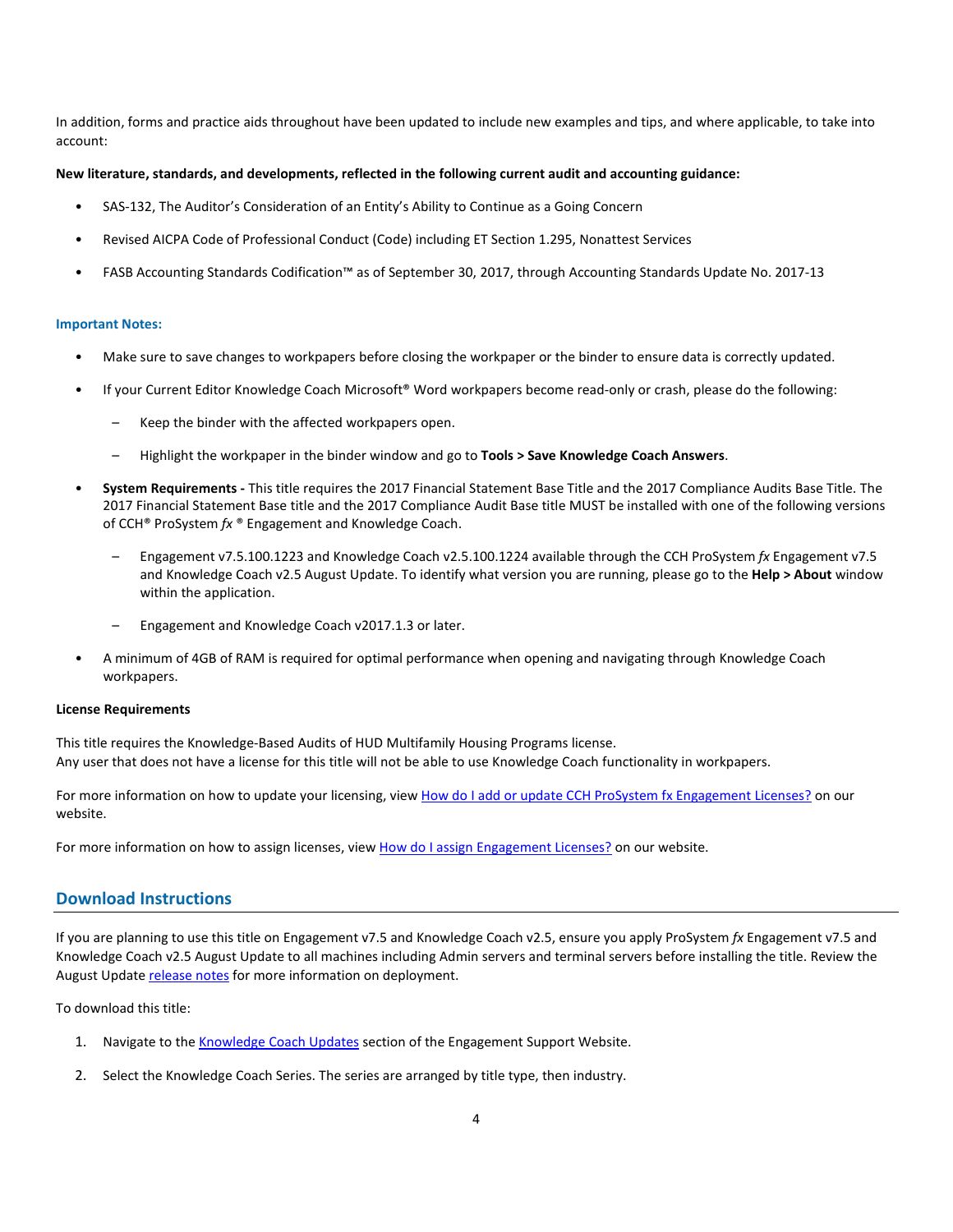In addition, forms and practice aids throughout have been updated to include new examples and tips, and where applicable, to take into account:

**New literature, standards, and developments, reflected in the following current audit and accounting guidance:**

- SAS-132, The Auditor's Consideration of an Entity's Ability to Continue as a Going Concern
- Revised AICPA Code of Professional Conduct (Code) including ET Section 1.295, Nonattest Services
- FASB Accounting Standards Codification™ as of September 30, 2017, through Accounting Standards Update No. 2017-13

### Important Notes:

- Make sure to save changes to workpapers before closing the workpaper or the binder to ensure data is correctly updated.
- If your Current Editor Knowledge Coach Microsoft® Word workpapers become read-only or crash, please do the following:
  - Keep the binder with the affected workpapers open.
  - Highlight the workpaper in the binder window and go to **Tools > Save Knowledge Coach Answers**.
- **System Requirements -** This title requires the 2017 Financial Statement Base Title and the 2017 Compliance Audits Base Title. The 2017 Financial Statement Base title and the 2017 Compliance Audit Base title MUST be installed with one of the following versions of CCH® ProSystem *fx* ® Engagement and Knowledge Coach.
  - Engagement v7.5.100.1223 and Knowledge Coach v2.5.100.1224 available through the CCH ProSystem *fx* Engagement v7.5 and Knowledge Coach v2.5 August Update. To identify what version you are running, please go to the **Help > About** window within the application.
  - Engagement and Knowledge Coach v2017.1.3 or later.
- A minimum of 4GB of RAM is required for optimal performance when opening and navigating through Knowledge Coach workpapers.

**License Requirements**

This title requires the Knowledge-Based Audits of HUD Multifamily Housing Programs license.
Any user that does not have a license for this title will not be able to use Knowledge Coach functionality in workpapers.

For more information on how to update your licensing, view [How do I add or update CCH ProSystem fx Engagement Licenses?]() on our website.

For more information on how to assign licenses, view [How do I assign Engagement Licenses?]() on our website.

## Download Instructions

If you are planning to use this title on Engagement v7.5 and Knowledge Coach v2.5, ensure you apply ProSystem *fx* Engagement v7.5 and Knowledge Coach v2.5 August Update to all machines including Admin servers and terminal servers before installing the title. Review the August Update [release notes]() for more information on deployment.

To download this title:

1. Navigate to the [Knowledge Coach Updates]() section of the Engagement Support Website.
2. Select the Knowledge Coach Series. The series are arranged by title type, then industry.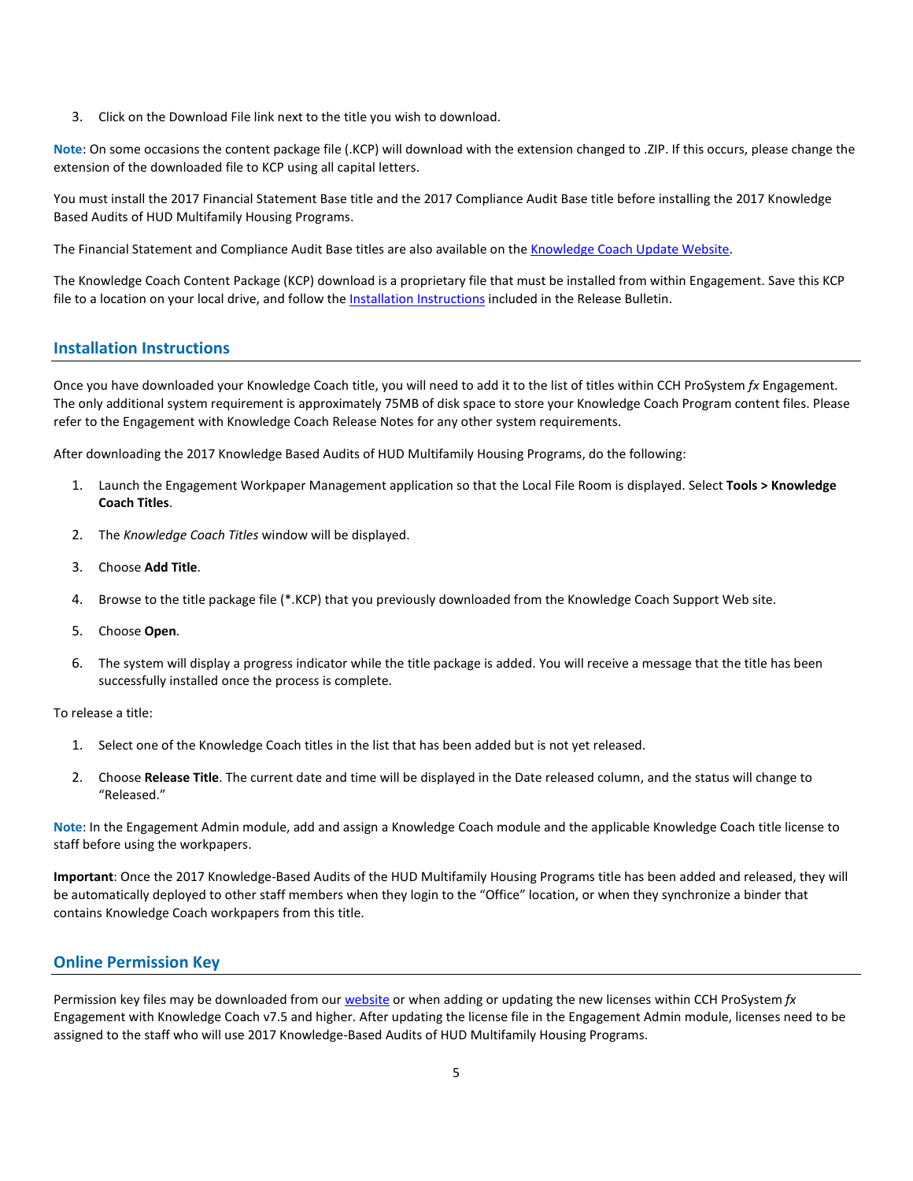3. Click on the Download File link next to the title you wish to download.

**Note**: On some occasions the content package file (.KCP) will download with the extension changed to .ZIP. If this occurs, please change the extension of the downloaded file to KCP using all capital letters.

You must install the 2017 Financial Statement Base title and the 2017 Compliance Audit Base title before installing the 2017 Knowledge Based Audits of HUD Multifamily Housing Programs.

The Financial Statement and Compliance Audit Base titles are also available on the Knowledge Coach Update Website.

The Knowledge Coach Content Package (KCP) download is a proprietary file that must be installed from within Engagement. Save this KCP file to a location on your local drive, and follow the Installation Instructions included in the Release Bulletin.

## Installation Instructions

Once you have downloaded your Knowledge Coach title, you will need to add it to the list of titles within CCH ProSystem *fx* Engagement. The only additional system requirement is approximately 75MB of disk space to store your Knowledge Coach Program content files. Please refer to the Engagement with Knowledge Coach Release Notes for any other system requirements.

After downloading the 2017 Knowledge Based Audits of HUD Multifamily Housing Programs, do the following:

1. Launch the Engagement Workpaper Management application so that the Local File Room is displayed. Select **Tools > Knowledge Coach Titles**.
2. The *Knowledge Coach Titles* window will be displayed.
3. Choose **Add Title**.
4. Browse to the title package file (*.KCP) that you previously downloaded from the Knowledge Coach Support Web site.
5. Choose **Open**.
6. The system will display a progress indicator while the title package is added. You will receive a message that the title has been successfully installed once the process is complete.

To release a title:

1. Select one of the Knowledge Coach titles in the list that has been added but is not yet released.
2. Choose **Release Title**. The current date and time will be displayed in the Date released column, and the status will change to "Released."

**Note**: In the Engagement Admin module, add and assign a Knowledge Coach module and the applicable Knowledge Coach title license to staff before using the workpapers.

**Important**: Once the 2017 Knowledge-Based Audits of the HUD Multifamily Housing Programs title has been added and released, they will be automatically deployed to other staff members when they login to the "Office" location, or when they synchronize a binder that contains Knowledge Coach workpapers from this title.

## Online Permission Key

Permission key files may be downloaded from our website or when adding or updating the new licenses within CCH ProSystem *fx* Engagement with Knowledge Coach v7.5 and higher. After updating the license file in the Engagement Admin module, licenses need to be assigned to the staff who will use 2017 Knowledge-Based Audits of HUD Multifamily Housing Programs.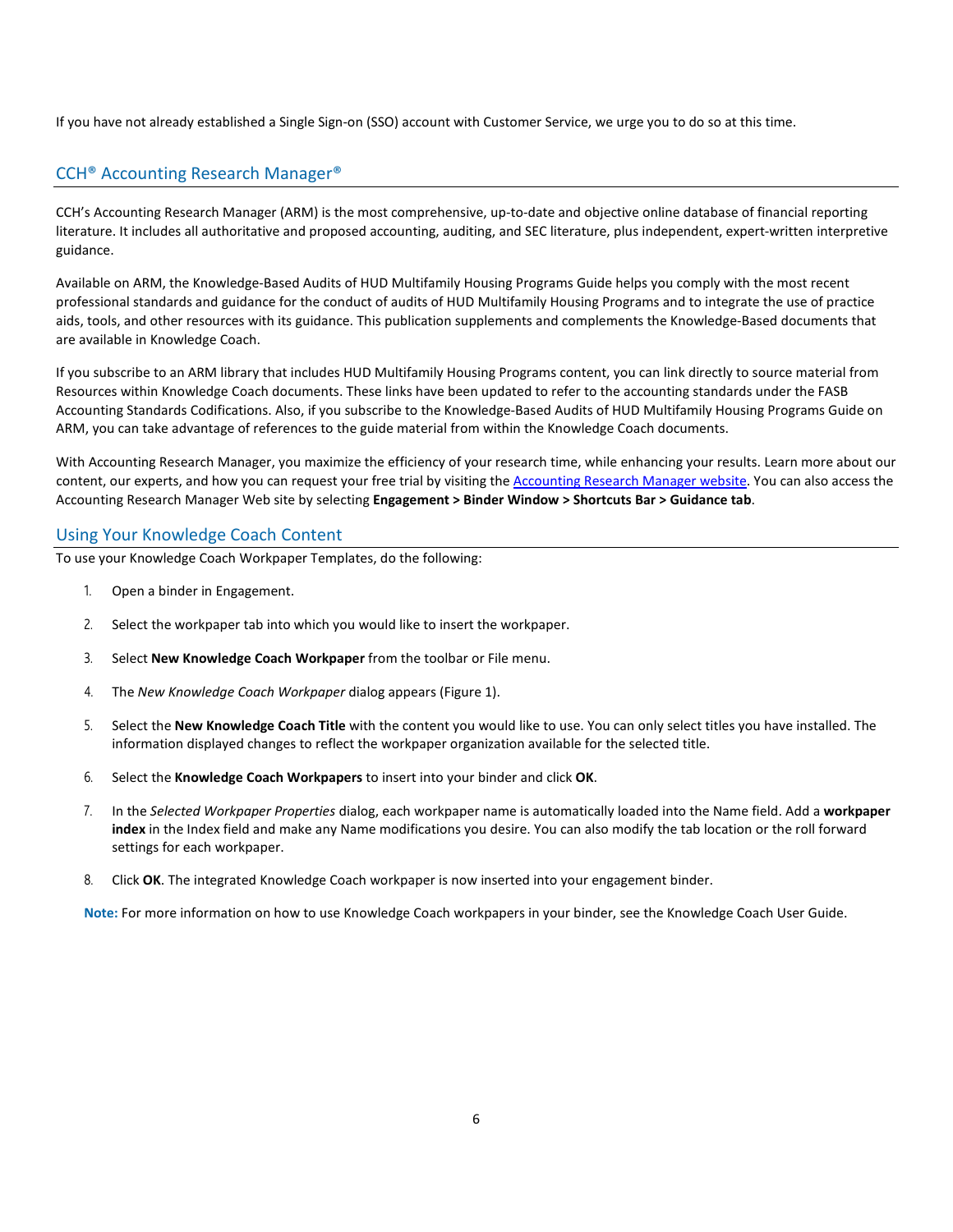If you have not already established a Single Sign-on (SSO) account with Customer Service, we urge you to do so at this time.

## CCH® Accounting Research Manager®

CCH's Accounting Research Manager (ARM) is the most comprehensive, up-to-date and objective online database of financial reporting literature. It includes all authoritative and proposed accounting, auditing, and SEC literature, plus independent, expert-written interpretive guidance.

Available on ARM, the Knowledge-Based Audits of HUD Multifamily Housing Programs Guide helps you comply with the most recent professional standards and guidance for the conduct of audits of HUD Multifamily Housing Programs and to integrate the use of practice aids, tools, and other resources with its guidance. This publication supplements and complements the Knowledge-Based documents that are available in Knowledge Coach.

If you subscribe to an ARM library that includes HUD Multifamily Housing Programs content, you can link directly to source material from Resources within Knowledge Coach documents. These links have been updated to refer to the accounting standards under the FASB Accounting Standards Codifications. Also, if you subscribe to the Knowledge-Based Audits of HUD Multifamily Housing Programs Guide on ARM, you can take advantage of references to the guide material from within the Knowledge Coach documents.

With Accounting Research Manager, you maximize the efficiency of your research time, while enhancing your results. Learn more about our content, our experts, and how you can request your free trial by visiting the Accounting Research Manager website. You can also access the Accounting Research Manager Web site by selecting **Engagement > Binder Window > Shortcuts Bar > Guidance tab**.

## Using Your Knowledge Coach Content

To use your Knowledge Coach Workpaper Templates, do the following:

1. Open a binder in Engagement.
2. Select the workpaper tab into which you would like to insert the workpaper.
3. Select **New Knowledge Coach Workpaper** from the toolbar or File menu.
4. The *New Knowledge Coach Workpaper* dialog appears (Figure 1).
5. Select the **New Knowledge Coach Title** with the content you would like to use. You can only select titles you have installed. The information displayed changes to reflect the workpaper organization available for the selected title.
6. Select the **Knowledge Coach Workpapers** to insert into your binder and click **OK**.
7. In the *Selected Workpaper Properties* dialog, each workpaper name is automatically loaded into the Name field. Add a **workpaper index** in the Index field and make any Name modifications you desire. You can also modify the tab location or the roll forward settings for each workpaper.
8. Click **OK**. The integrated Knowledge Coach workpaper is now inserted into your engagement binder.

**Note:** For more information on how to use Knowledge Coach workpapers in your binder, see the Knowledge Coach User Guide.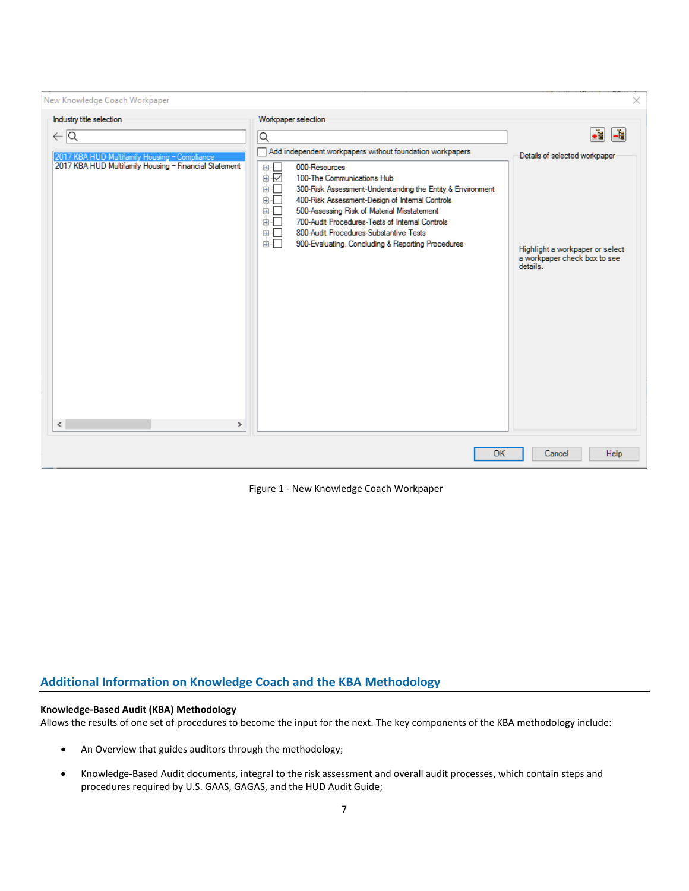Figure 1 - New Knowledge Coach Workpaper

## Additional Information on Knowledge Coach and the KBA Methodology

**Knowledge-Based Audit (KBA) Methodology**

Allows the results of one set of procedures to become the input for the next. The key components of the KBA methodology include:

- An Overview that guides auditors through the methodology;
- Knowledge-Based Audit documents, integral to the risk assessment and overall audit processes, which contain steps and procedures required by U.S. GAAS, GAGAS, and the HUD Audit Guide;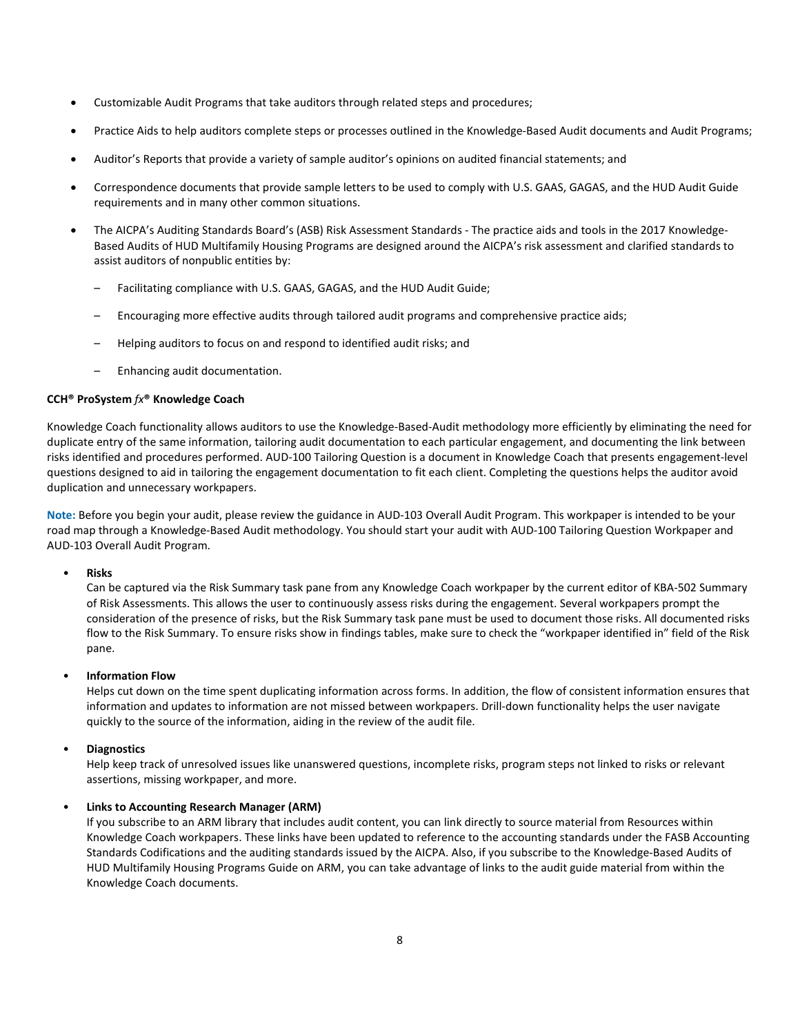- Customizable Audit Programs that take auditors through related steps and procedures;
- Practice Aids to help auditors complete steps or processes outlined in the Knowledge-Based Audit documents and Audit Programs;
- Auditor's Reports that provide a variety of sample auditor's opinions on audited financial statements; and
- Correspondence documents that provide sample letters to be used to comply with U.S. GAAS, GAGAS, and the HUD Audit Guide requirements and in many other common situations.
- The AICPA's Auditing Standards Board's (ASB) Risk Assessment Standards - The practice aids and tools in the 2017 Knowledge-Based Audits of HUD Multifamily Housing Programs are designed around the AICPA's risk assessment and clarified standards to assist auditors of nonpublic entities by:
  - Facilitating compliance with U.S. GAAS, GAGAS, and the HUD Audit Guide;
  - Encouraging more effective audits through tailored audit programs and comprehensive practice aids;
  - Helping auditors to focus on and respond to identified audit risks; and
  - Enhancing audit documentation.

**CCH® ProSystem *fx*® Knowledge Coach**

Knowledge Coach functionality allows auditors to use the Knowledge-Based-Audit methodology more efficiently by eliminating the need for duplicate entry of the same information, tailoring audit documentation to each particular engagement, and documenting the link between risks identified and procedures performed. AUD-100 Tailoring Question is a document in Knowledge Coach that presents engagement-level questions designed to aid in tailoring the engagement documentation to fit each client. Completing the questions helps the auditor avoid duplication and unnecessary workpapers.

**Note:** Before you begin your audit, please review the guidance in AUD-103 Overall Audit Program. This workpaper is intended to be your road map through a Knowledge-Based Audit methodology. You should start your audit with AUD-100 Tailoring Question Workpaper and AUD-103 Overall Audit Program.

- **Risks**
  Can be captured via the Risk Summary task pane from any Knowledge Coach workpaper by the current editor of KBA-502 Summary of Risk Assessments. This allows the user to continuously assess risks during the engagement. Several workpapers prompt the consideration of the presence of risks, but the Risk Summary task pane must be used to document those risks. All documented risks flow to the Risk Summary. To ensure risks show in findings tables, make sure to check the "workpaper identified in" field of the Risk pane.

- **Information Flow**
  Helps cut down on the time spent duplicating information across forms. In addition, the flow of consistent information ensures that information and updates to information are not missed between workpapers. Drill-down functionality helps the user navigate quickly to the source of the information, aiding in the review of the audit file.

- **Diagnostics**
  Help keep track of unresolved issues like unanswered questions, incomplete risks, program steps not linked to risks or relevant assertions, missing workpaper, and more.

- **Links to Accounting Research Manager (ARM)**
  If you subscribe to an ARM library that includes audit content, you can link directly to source material from Resources within Knowledge Coach workpapers. These links have been updated to reference to the accounting standards under the FASB Accounting Standards Codifications and the auditing standards issued by the AICPA. Also, if you subscribe to the Knowledge-Based Audits of HUD Multifamily Housing Programs Guide on ARM, you can take advantage of links to the audit guide material from within the Knowledge Coach documents.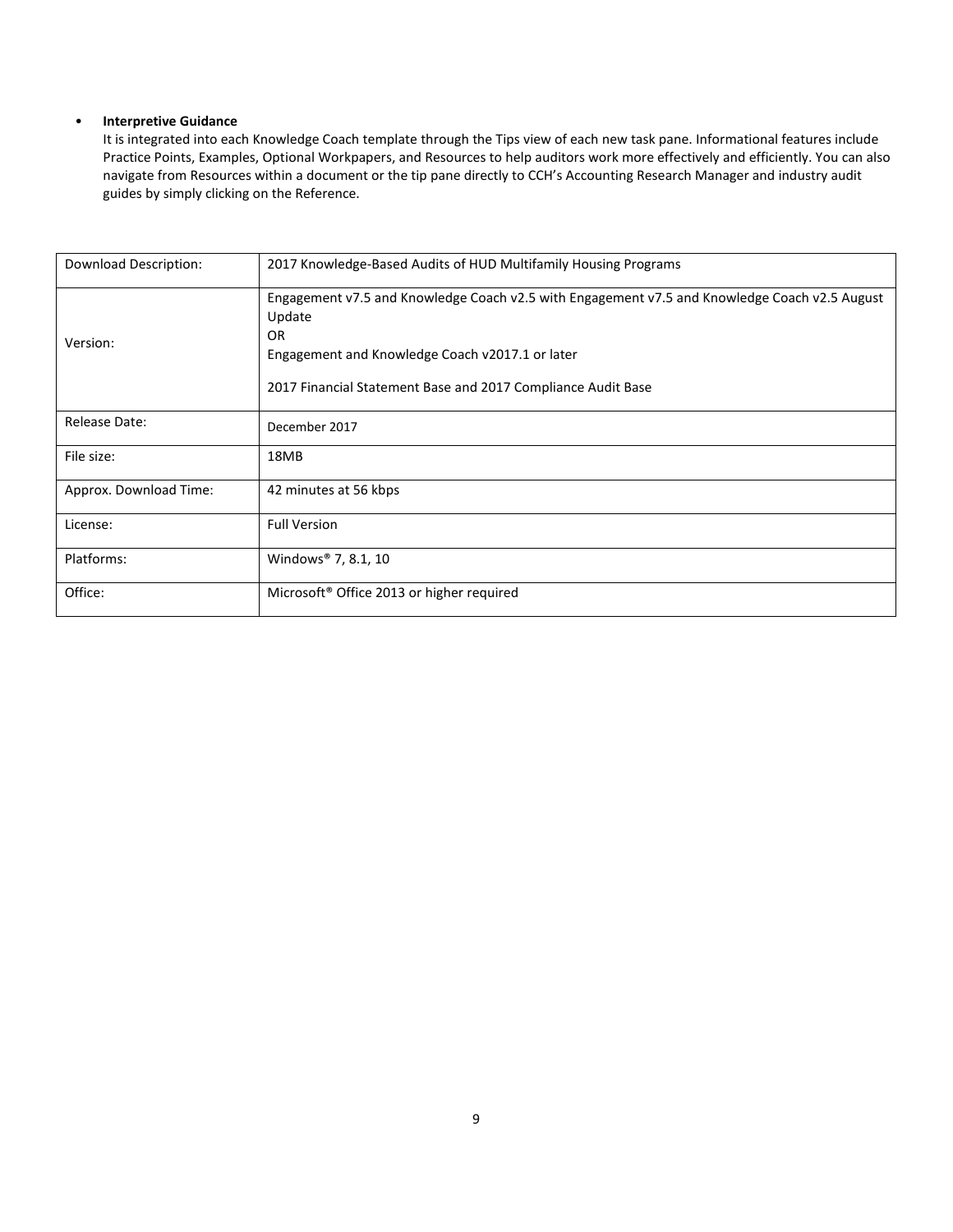- **Interpretive Guidance**
  It is integrated into each Knowledge Coach template through the Tips view of each new task pane. Informational features include Practice Points, Examples, Optional Workpapers, and Resources to help auditors work more effectively and efficiently. You can also navigate from Resources within a document or the tip pane directly to CCH's Accounting Research Manager and industry audit guides by simply clicking on the Reference.

| | |
|---|---|
| Download Description: | 2017 Knowledge-Based Audits of HUD Multifamily Housing Programs |
| Version: | Engagement v7.5 and Knowledge Coach v2.5 with Engagement v7.5 and Knowledge Coach v2.5 August Update<br>OR<br>Engagement and Knowledge Coach v2017.1 or later<br><br>2017 Financial Statement Base and 2017 Compliance Audit Base |
| Release Date: | December 2017 |
| File size: | 18MB |
| Approx. Download Time: | 42 minutes at 56 kbps |
| License: | Full Version |
| Platforms: | Windows® 7, 8.1, 10 |
| Office: | Microsoft® Office 2013 or higher required |